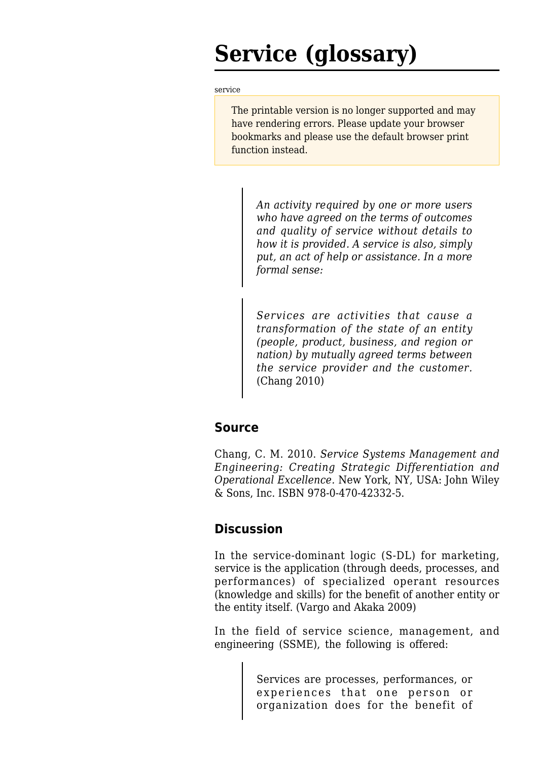# Service (glossary)

service

> The printable version is no longer supported and may have rendering errors. Please update your browser bookmarks and please use the default browser print function instead.

> *An activity required by one or more users who have agreed on the terms of outcomes and quality of service without details to how it is provided. A service is also, simply put, an act of help or assistance. In a more formal sense:*

> *Services are activities that cause a transformation of the state of an entity (people, product, business, and region or nation) by mutually agreed terms between the service provider and the customer.* (Chang 2010)

## Source

Chang, C. M. 2010. *Service Systems Management and Engineering: Creating Strategic Differentiation and Operational Excellence.* New York, NY, USA: John Wiley & Sons, Inc. ISBN 978-0-470-42332-5.

## Discussion

In the service-dominant logic (S-DL) for marketing, service is the application (through deeds, processes, and performances) of specialized operant resources (knowledge and skills) for the benefit of another entity or the entity itself. (Vargo and Akaka 2009)

In the field of service science, management, and engineering (SSME), the following is offered:

> Services are processes, performances, or experiences that one person or organization does for the benefit of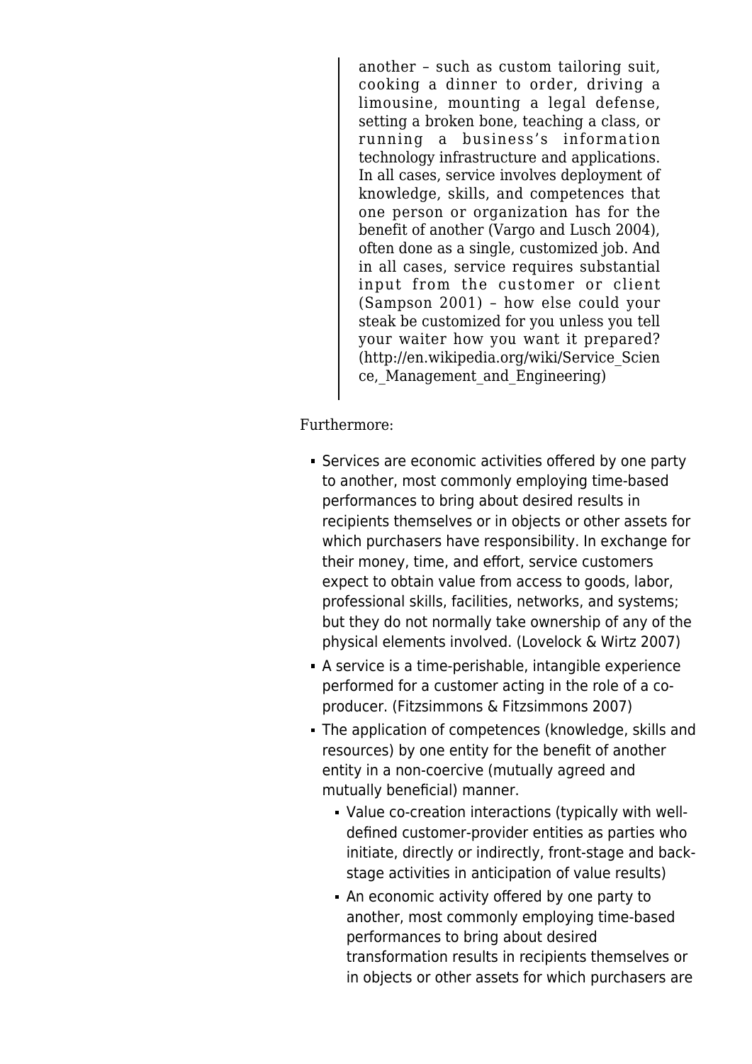> another – such as custom tailoring suit, cooking a dinner to order, driving a limousine, mounting a legal defense, setting a broken bone, teaching a class, or running a business's information technology infrastructure and applications. In all cases, service involves deployment of knowledge, skills, and competences that one person or organization has for the benefit of another (Vargo and Lusch 2004), often done as a single, customized job. And in all cases, service requires substantial input from the customer or client (Sampson 2001) – how else could your steak be customized for you unless you tell your waiter how you want it prepared? (http://en.wikipedia.org/wiki/Service_Science,_Management_and_Engineering)

Furthermore:

- Services are economic activities offered by one party to another, most commonly employing time-based performances to bring about desired results in recipients themselves or in objects or other assets for which purchasers have responsibility. In exchange for their money, time, and effort, service customers expect to obtain value from access to goods, labor, professional skills, facilities, networks, and systems; but they do not normally take ownership of any of the physical elements involved. (Lovelock & Wirtz 2007)
- A service is a time-perishable, intangible experience performed for a customer acting in the role of a co-producer. (Fitzsimmons & Fitzsimmons 2007)
- The application of competences (knowledge, skills and resources) by one entity for the benefit of another entity in a non-coercive (mutually agreed and mutually beneficial) manner.
  - Value co-creation interactions (typically with well-defined customer-provider entities as parties who initiate, directly or indirectly, front-stage and back-stage activities in anticipation of value results)
  - An economic activity offered by one party to another, most commonly employing time-based performances to bring about desired transformation results in recipients themselves or in objects or other assets for which purchasers are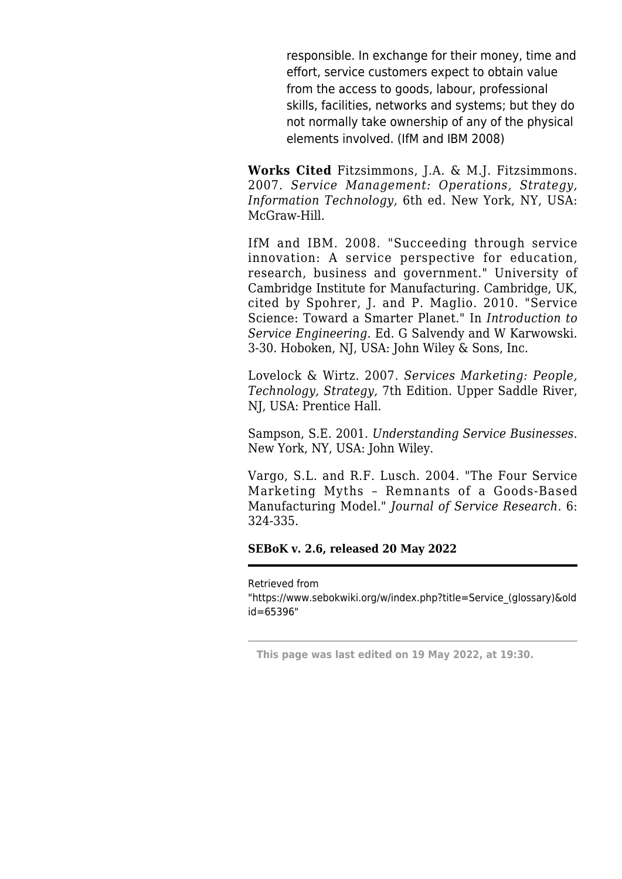> responsible. In exchange for their money, time and effort, service customers expect to obtain value from the access to goods, labour, professional skills, facilities, networks and systems; but they do not normally take ownership of any of the physical elements involved. (IfM and IBM 2008)

**Works Cited** Fitzsimmons, J.A. & M.J. Fitzsimmons. 2007. *Service Management: Operations, Strategy, Information Technology,* 6th ed. New York, NY, USA: McGraw-Hill.

IfM and IBM. 2008. "Succeeding through service innovation: A service perspective for education, research, business and government." University of Cambridge Institute for Manufacturing. Cambridge, UK, cited by Spohrer, J. and P. Maglio. 2010. "Service Science: Toward a Smarter Planet." In *Introduction to Service Engineering*. Ed. G Salvendy and W Karwowski. 3-30. Hoboken, NJ, USA: John Wiley & Sons, Inc.

Lovelock & Wirtz. 2007. *Services Marketing: People, Technology, Strategy,* 7th Edition. Upper Saddle River, NJ, USA: Prentice Hall.

Sampson, S.E. 2001. *Understanding Service Businesses*. New York, NY, USA: John Wiley.

Vargo, S.L. and R.F. Lusch. 2004. "The Four Service Marketing Myths – Remnants of a Goods-Based Manufacturing Model." *Journal of Service Research.* 6: 324-335.

**SEBoK v. 2.6, released 20 May 2022**

Retrieved from "https://www.sebokwiki.org/w/index.php?title=Service_(glossary)&oldid=65396"

This page was last edited on 19 May 2022, at 19:30.